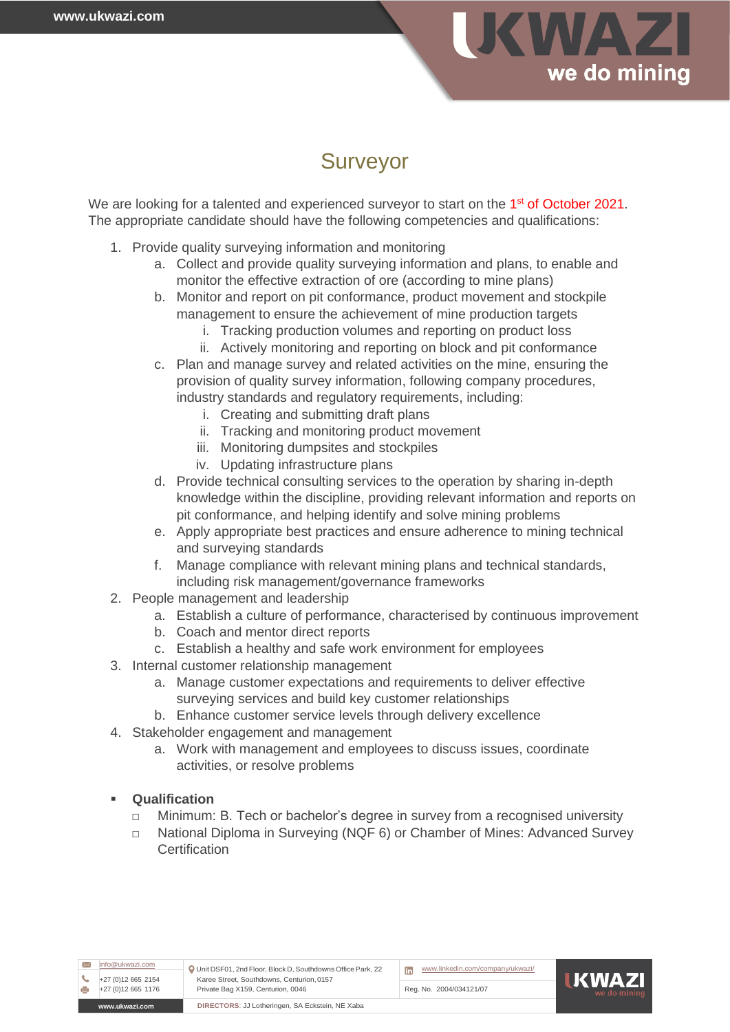# Surveyor

We are looking for a talented and experienced surveyor to start on the 1st of October 2021. The appropriate candidate should have the following competencies and qualifications:

1. Provide quality surveying information and monitoring
   a. Collect and provide quality surveying information and plans, to enable and monitor the effective extraction of ore (according to mine plans)
   b. Monitor and report on pit conformance, product movement and stockpile management to ensure the achievement of mine production targets
      i. Tracking production volumes and reporting on product loss
      ii. Actively monitoring and reporting on block and pit conformance
   c. Plan and manage survey and related activities on the mine, ensuring the provision of quality survey information, following company procedures, industry standards and regulatory requirements, including:
      i. Creating and submitting draft plans
      ii. Tracking and monitoring product movement
      iii. Monitoring dumpsites and stockpiles
      iv. Updating infrastructure plans
   d. Provide technical consulting services to the operation by sharing in-depth knowledge within the discipline, providing relevant information and reports on pit conformance, and helping identify and solve mining problems
   e. Apply appropriate best practices and ensure adherence to mining technical and surveying standards
   f. Manage compliance with relevant mining plans and technical standards, including risk management/governance frameworks
2. People management and leadership
   a. Establish a culture of performance, characterised by continuous improvement
   b. Coach and mentor direct reports
   c. Establish a healthy and safe work environment for employees
3. Internal customer relationship management
   a. Manage customer expectations and requirements to deliver effective surveying services and build key customer relationships
   b. Enhance customer service levels through delivery excellence
4. Stakeholder engagement and management
   a. Work with management and employees to discuss issues, coordinate activities, or resolve problems

- **Qualification**
  - Minimum: B. Tech or bachelor's degree in survey from a recognised university
  - National Diploma in Surveying (NQF 6) or Chamber of Mines: Advanced Survey Certification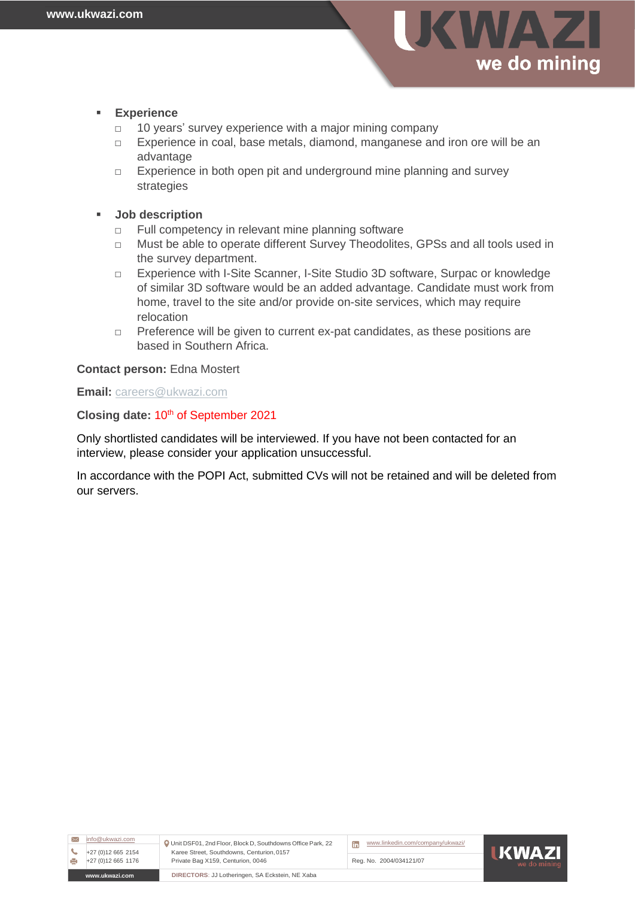- **Experience**
  - 10 years' survey experience with a major mining company
  - Experience in coal, base metals, diamond, manganese and iron ore will be an advantage
  - Experience in both open pit and underground mine planning and survey strategies

- **Job description**
  - Full competency in relevant mine planning software
  - Must be able to operate different Survey Theodolites, GPSs and all tools used in the survey department.
  - Experience with I-Site Scanner, I-Site Studio 3D software, Surpac or knowledge of similar 3D software would be an added advantage. Candidate must work from home, travel to the site and/or provide on-site services, which may require relocation
  - Preference will be given to current ex-pat candidates, as these positions are based in Southern Africa.

**Contact person:** Edna Mostert

**Email:** careers@ukwazi.com

**Closing date:** 10th of September 2021

Only shortlisted candidates will be interviewed. If you have not been contacted for an interview, please consider your application unsuccessful.

In accordance with the POPI Act, submitted CVs will not be retained and will be deleted from our servers.